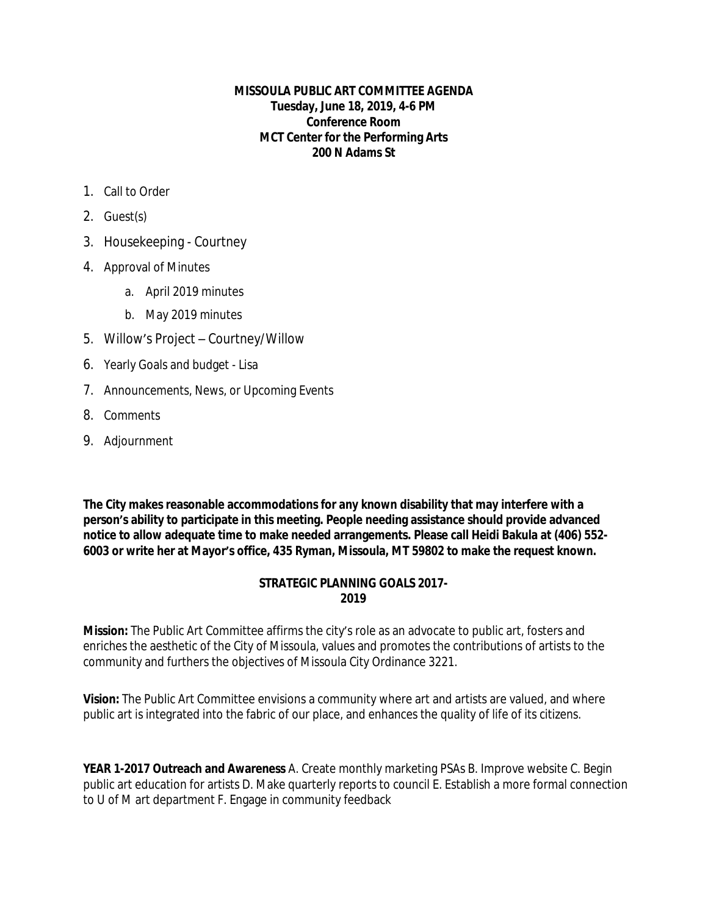**MISSOULA PUBLIC ART COMMITTEE AGENDA**
**Tuesday, June 18, 2019, 4-6 PM**
**Conference Room**
**MCT Center for the Performing Arts**
**200 N Adams St**

1. Call to Order
2. Guest(s)
3. Housekeeping - Courtney
4. Approval of Minutes
   a. April 2019 minutes
   b. May 2019 minutes
5. Willow's Project – Courtney/Willow
6. Yearly Goals and budget - Lisa
7. Announcements, News, or Upcoming Events
8. Comments
9. Adjournment

**The City makes reasonable accommodations for any known disability that may interfere with a person's ability to participate in this meeting. People needing assistance should provide advanced notice to allow adequate time to make needed arrangements. Please call Heidi Bakula at (406) 552-6003 or write her at Mayor's office, 435 Ryman, Missoula, MT 59802 to make the request known.**

**STRATEGIC PLANNING GOALS 2017-2019**

**Mission:** The Public Art Committee affirms the city's role as an advocate to public art, fosters and enriches the aesthetic of the City of Missoula, values and promotes the contributions of artists to the community and furthers the objectives of Missoula City Ordinance 3221.

**Vision:** The Public Art Committee envisions a community where art and artists are valued, and where public art is integrated into the fabric of our place, and enhances the quality of life of its citizens.

**YEAR 1-2017 Outreach and Awareness** A. Create monthly marketing PSAs B. Improve website C. Begin public art education for artists D. Make quarterly reports to council E. Establish a more formal connection to U of M art department F. Engage in community feedback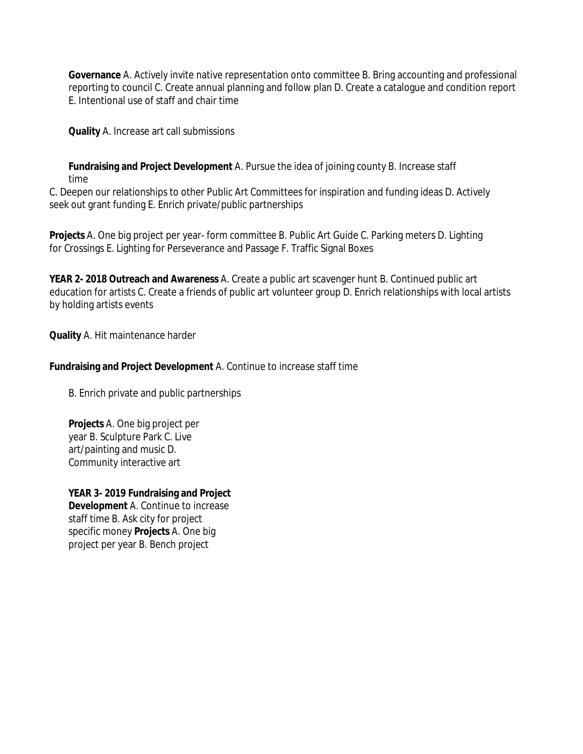**Governance** A. Actively invite native representation onto committee B. Bring accounting and professional reporting to council C. Create annual planning and follow plan D. Create a catalogue and condition report E. Intentional use of staff and chair time

**Quality** A. Increase art call submissions

**Fundraising and Project Development** A. Pursue the idea of joining county B. Increase staff time C. Deepen our relationships to other Public Art Committees for inspiration and funding ideas D. Actively seek out grant funding E. Enrich private/public partnerships

**Projects** A. One big project per year- form committee B. Public Art Guide C. Parking meters D. Lighting for Crossings E. Lighting for Perseverance and Passage F. Traffic Signal Boxes

**YEAR 2- 2018 Outreach and Awareness** A. Create a public art scavenger hunt B. Continued public art education for artists C. Create a friends of public art volunteer group D. Enrich relationships with local artists by holding artists events

**Quality** A. Hit maintenance harder

**Fundraising and Project Development** A. Continue to increase staff time

B. Enrich private and public partnerships

**Projects** A. One big project per year B. Sculpture Park C. Live art/painting and music D. Community interactive art

**YEAR 3- 2019 Fundraising and Project Development** A. Continue to increase staff time B. Ask city for project specific money **Projects** A. One big project per year B. Bench project